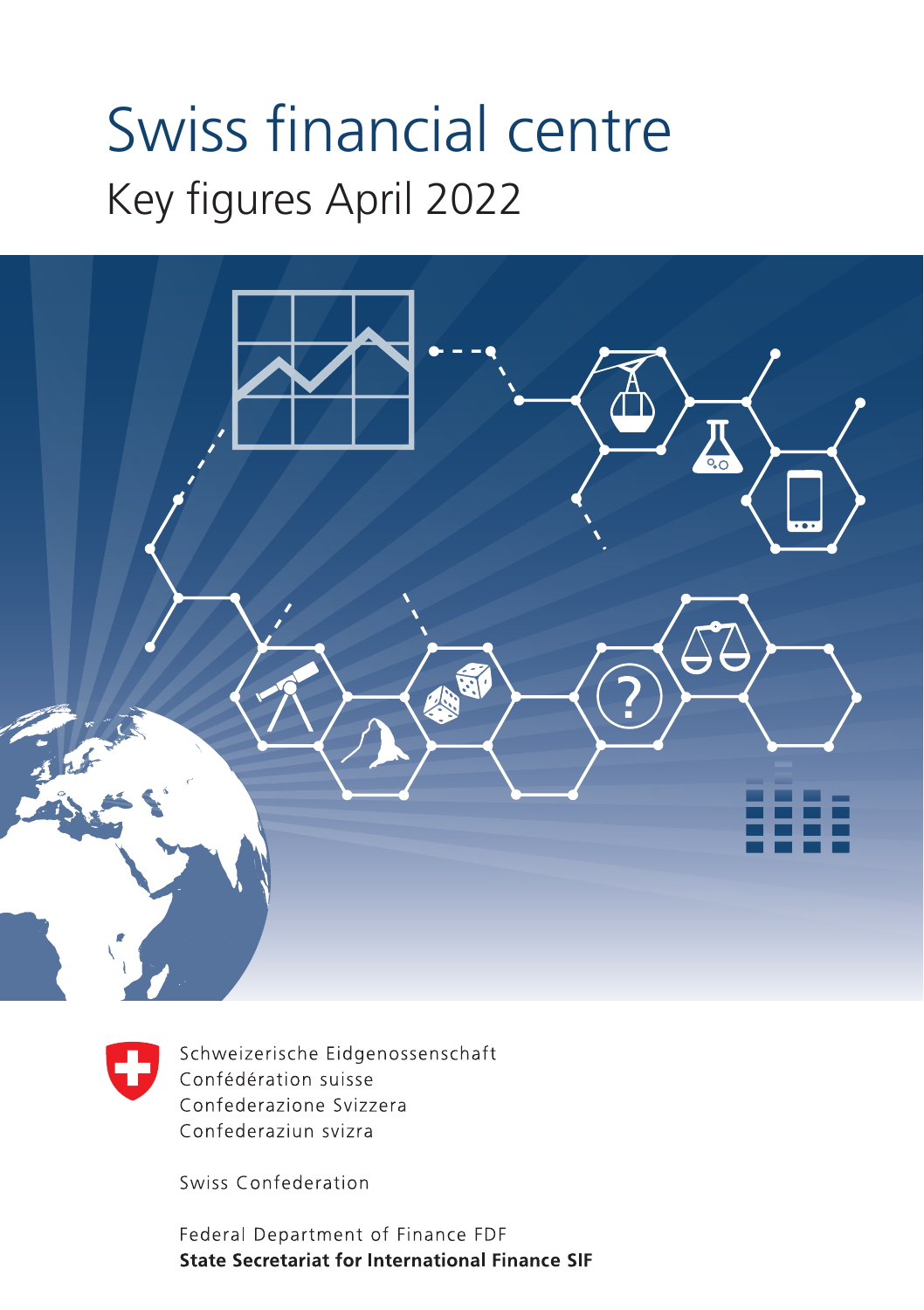# Swiss financial centre

## Key figures April 2022

Schweizerische Eidgenossenschaft
Confédération suisse
Confederazione Svizzera
Confederaziun svizra

Swiss Confederation

Federal Department of Finance FDF
**State Secretariat for International Finance SIF**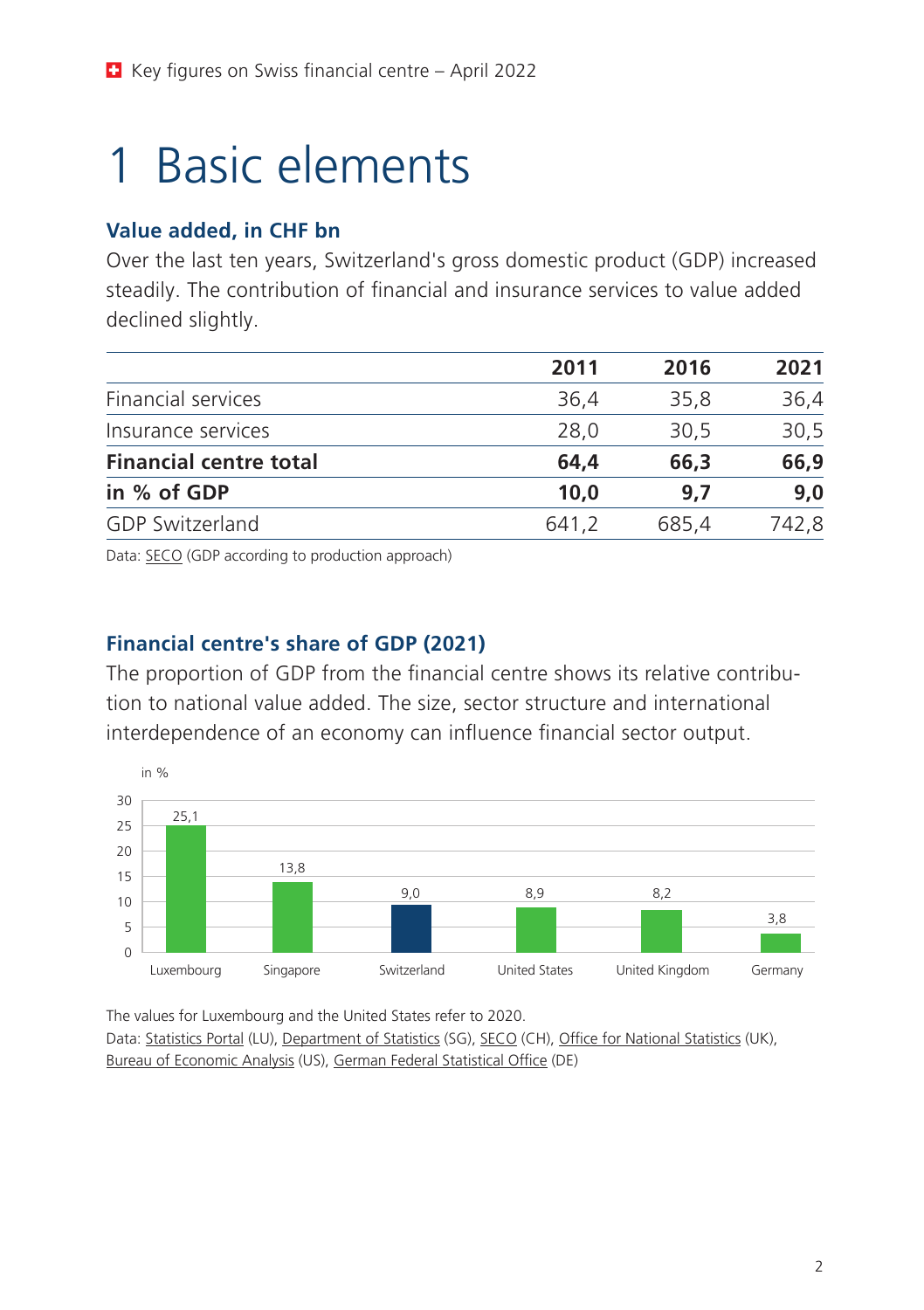# 1 Basic elements

### Value added, in CHF bn

Over the last ten years, Switzerland's gross domestic product (GDP) increased steadily. The contribution of financial and insurance services to value added declined slightly.

| | 2011 | 2016 | 2021 |
|---|---|---|---|
| Financial services | 36,4 | 35,8 | 36,4 |
| Insurance services | 28,0 | 30,5 | 30,5 |
| **Financial centre total** | **64,4** | **66,3** | **66,9** |
| **in % of GDP** | **10,0** | **9,7** | **9,0** |
| GDP Switzerland | 641,2 | 685,4 | 742,8 |

Data: SECO (GDP according to production approach)

### Financial centre's share of GDP (2021)

The proportion of GDP from the financial centre shows its relative contribution to national value added. The size, sector structure and international interdependence of an economy can influence financial sector output.

in %

| Country | in % |
|---|---|
| Luxembourg | 25,1 |
| Singapore | 13,8 |
| Switzerland | 9,0 |
| United States | 8,9 |
| United Kingdom | 8,2 |
| Germany | 3,8 |

The values for Luxembourg and the United States refer to 2020.
Data: Statistics Portal (LU), Department of Statistics (SG), SECO (CH), Office for National Statistics (UK), Bureau of Economic Analysis (US), German Federal Statistical Office (DE)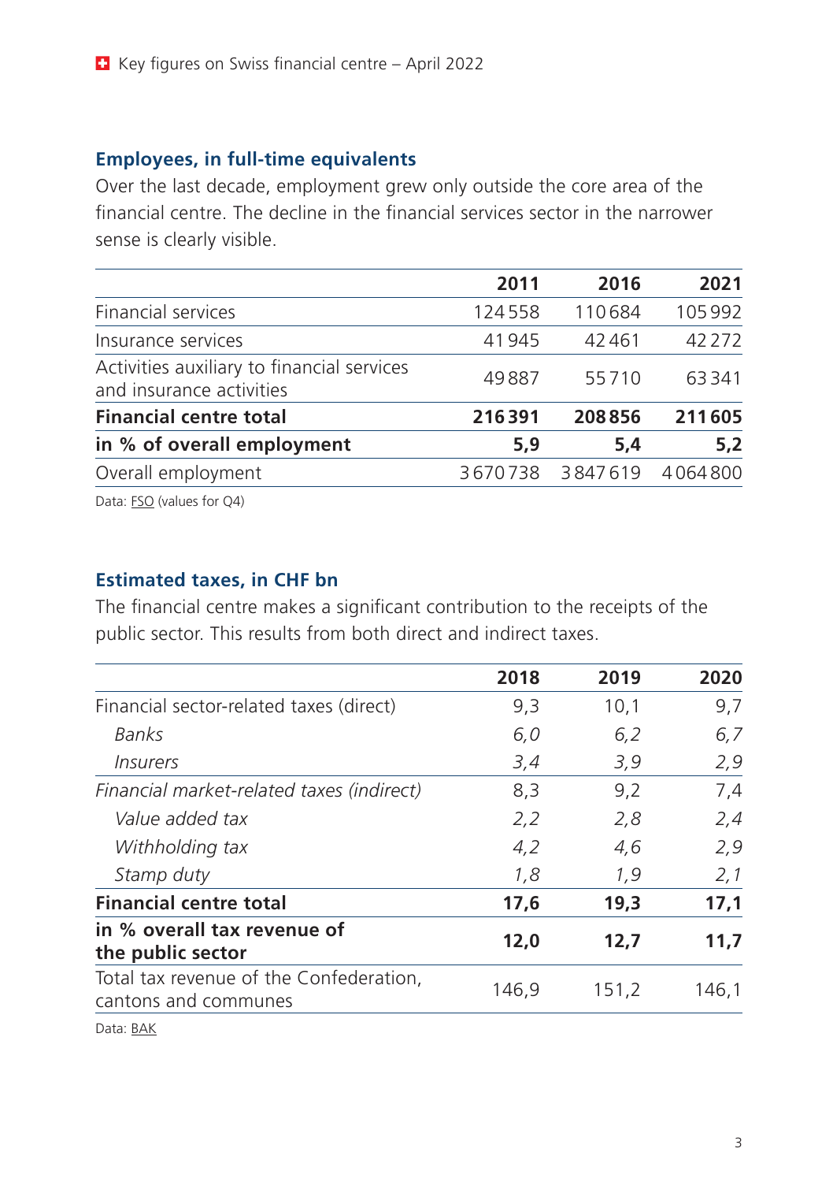## Employees, in full-time equivalents

Over the last decade, employment grew only outside the core area of the financial centre. The decline in the financial services sector in the narrower sense is clearly visible.

| | 2011 | 2016 | 2021 |
|---|---:|---:|---:|
| Financial services | 124 558 | 110 684 | 105 992 |
| Insurance services | 41 945 | 42 461 | 42 272 |
| Activities auxiliary to financial services and insurance activities | 49 887 | 55 710 | 63 341 |
| **Financial centre total** | **216 391** | **208 856** | **211 605** |
| **in % of overall employment** | **5,9** | **5,4** | **5,2** |
| Overall employment | 3 670 738 | 3 847 619 | 4 064 800 |

Data: FSO (values for Q4)

## Estimated taxes, in CHF bn

The financial centre makes a significant contribution to the receipts of the public sector. This results from both direct and indirect taxes.

| | 2018 | 2019 | 2020 |
|---|---:|---:|---:|
| Financial sector-related taxes (direct) | 9,3 | 10,1 | 9,7 |
| *Banks* | *6,0* | *6,2* | *6,7* |
| *Insurers* | *3,4* | *3,9* | *2,9* |
| *Financial market-related taxes (indirect)* | 8,3 | 9,2 | 7,4 |
| *Value added tax* | *2,2* | *2,8* | *2,4* |
| *Withholding tax* | *4,2* | *4,6* | *2,9* |
| *Stamp duty* | *1,8* | *1,9* | *2,1* |
| **Financial centre total** | **17,6** | **19,3** | **17,1** |
| **in % overall tax revenue of the public sector** | **12,0** | **12,7** | **11,7** |
| Total tax revenue of the Confederation, cantons and communes | 146,9 | 151,2 | 146,1 |

Data: BAK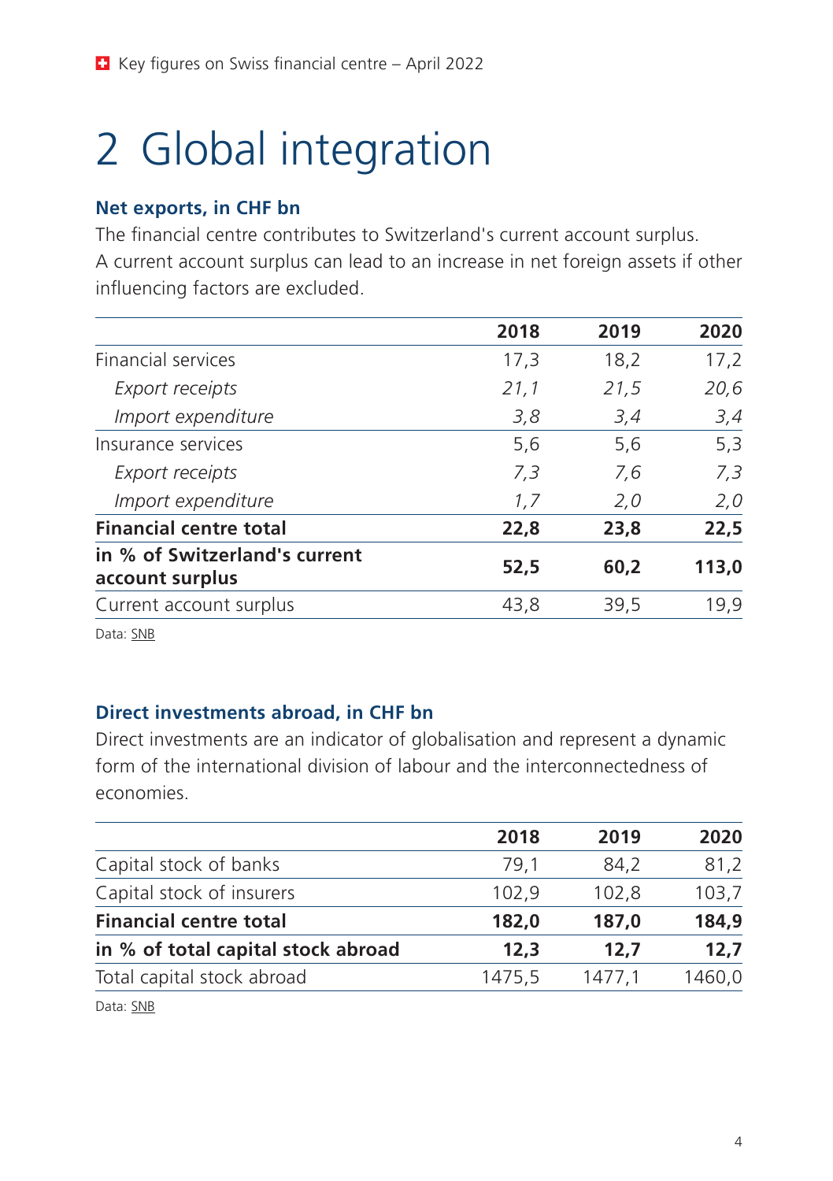# 2 Global integration

### Net exports, in CHF bn

The financial centre contributes to Switzerland's current account surplus. A current account surplus can lead to an increase in net foreign assets if other influencing factors are excluded.

| | 2018 | 2019 | 2020 |
|---|---|---|---|
| Financial services | 17,3 | 18,2 | 17,2 |
| *Export receipts* | *21,1* | *21,5* | *20,6* |
| *Import expenditure* | *3,8* | *3,4* | *3,4* |
| Insurance services | 5,6 | 5,6 | 5,3 |
| *Export receipts* | *7,3* | *7,6* | *7,3* |
| *Import expenditure* | *1,7* | *2,0* | *2,0* |
| **Financial centre total** | **22,8** | **23,8** | **22,5** |
| **in % of Switzerland's current account surplus** | **52,5** | **60,2** | **113,0** |
| Current account surplus | 43,8 | 39,5 | 19,9 |

Data: SNB

### Direct investments abroad, in CHF bn

Direct investments are an indicator of globalisation and represent a dynamic form of the international division of labour and the interconnectedness of economies.

| | 2018 | 2019 | 2020 |
|---|---|---|---|
| Capital stock of banks | 79,1 | 84,2 | 81,2 |
| Capital stock of insurers | 102,9 | 102,8 | 103,7 |
| **Financial centre total** | **182,0** | **187,0** | **184,9** |
| **in % of total capital stock abroad** | **12,3** | **12,7** | **12,7** |
| Total capital stock abroad | 1475,5 | 1477,1 | 1460,0 |

Data: SNB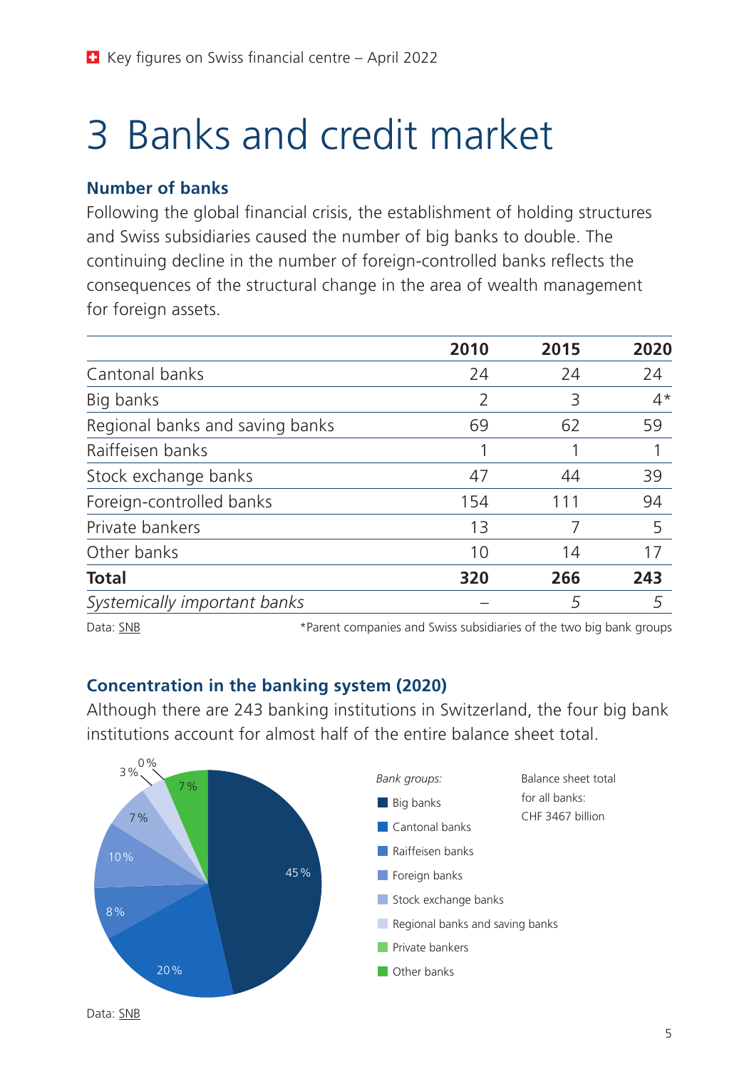# 3 Banks and credit market

### Number of banks

Following the global financial crisis, the establishment of holding structures and Swiss subsidiaries caused the number of big banks to double. The continuing decline in the number of foreign-controlled banks reflects the consequences of the structural change in the area of wealth management for foreign assets.

| | 2010 | 2015 | 2020 |
|---|---|---|---|
| Cantonal banks | 24 | 24 | 24 |
| Big banks | 2 | 3 | 4* |
| Regional banks and saving banks | 69 | 62 | 59 |
| Raiffeisen banks | 1 | 1 | 1 |
| Stock exchange banks | 47 | 44 | 39 |
| Foreign-controlled banks | 154 | 111 | 94 |
| Private bankers | 13 | 7 | 5 |
| Other banks | 10 | 14 | 17 |
| **Total** | **320** | **266** | **243** |
| *Systemically important banks* | – | *5* | *5* |

Data: SNB

*Parent companies and Swiss subsidiaries of the two big bank groups

### Concentration in the banking system (2020)

Although there are 243 banking institutions in Switzerland, the four big bank institutions account for almost half of the entire balance sheet total.

*Bank groups:*

- Big banks: 45 %
- Cantonal banks: 20 %
- Raiffeisen banks: 8 %
- Foreign banks: 10 %
- Stock exchange banks: 7 %
- Regional banks and saving banks: 3 %
- Private bankers: 0 %
- Other banks: 7 %

Balance sheet total for all banks: CHF 3467 billion

Data: SNB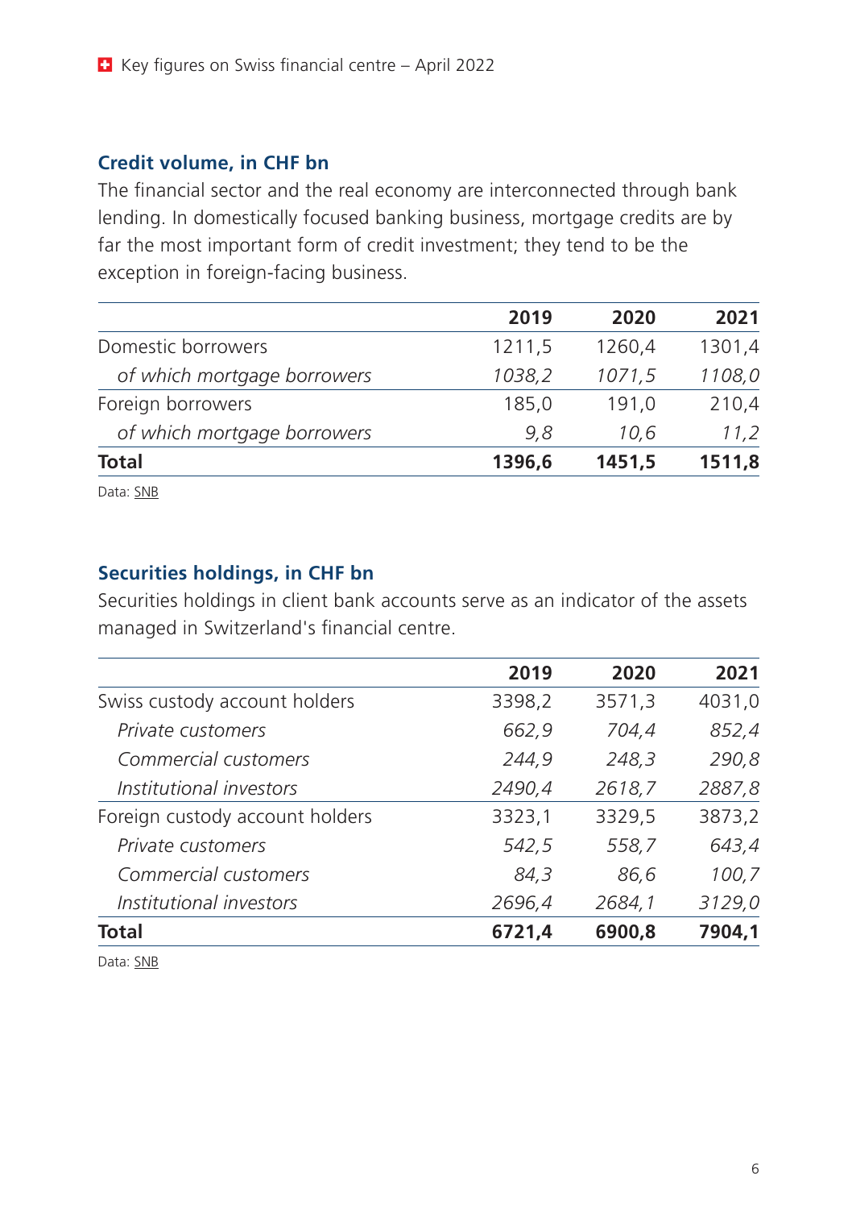## Credit volume, in CHF bn

The financial sector and the real economy are interconnected through bank lending. In domestically focused banking business, mortgage credits are by far the most important form of credit investment; they tend to be the exception in foreign-facing business.

| | 2019 | 2020 | 2021 |
|---|---|---|---|
| Domestic borrowers | 1211,5 | 1260,4 | 1301,4 |
| *of which mortgage borrowers* | *1038,2* | *1071,5* | *1108,0* |
| Foreign borrowers | 185,0 | 191,0 | 210,4 |
| *of which mortgage borrowers* | *9,8* | *10,6* | *11,2* |
| **Total** | **1396,6** | **1451,5** | **1511,8** |

Data: SNB

## Securities holdings, in CHF bn

Securities holdings in client bank accounts serve as an indicator of the assets managed in Switzerland's financial centre.

| | 2019 | 2020 | 2021 |
|---|---|---|---|
| Swiss custody account holders | 3398,2 | 3571,3 | 4031,0 |
| *Private customers* | *662,9* | *704,4* | *852,4* |
| *Commercial customers* | *244,9* | *248,3* | *290,8* |
| *Institutional investors* | *2490,4* | *2618,7* | *2887,8* |
| Foreign custody account holders | 3323,1 | 3329,5 | 3873,2 |
| *Private customers* | *542,5* | *558,7* | *643,4* |
| *Commercial customers* | *84,3* | *86,6* | *100,7* |
| *Institutional investors* | *2696,4* | *2684,1* | *3129,0* |
| **Total** | **6721,4** | **6900,8** | **7904,1** |

Data: SNB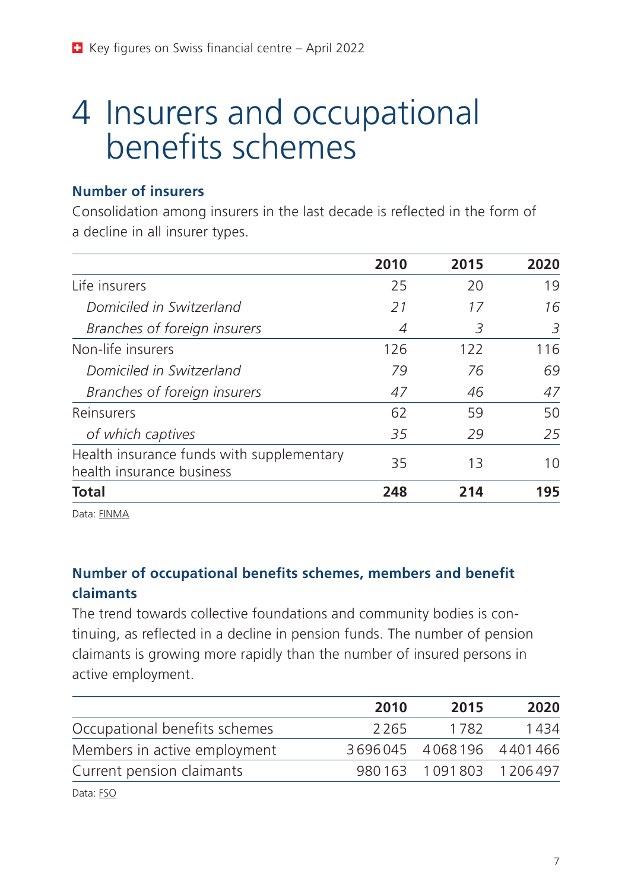# 4 Insurers and occupational benefits schemes

### Number of insurers

Consolidation among insurers in the last decade is reflected in the form of a decline in all insurer types.

| | 2010 | 2015 | 2020 |
|---|---|---|---|
| Life insurers | 25 | 20 | 19 |
| *Domiciled in Switzerland* | *21* | *17* | *16* |
| *Branches of foreign insurers* | *4* | *3* | *3* |
| Non-life insurers | 126 | 122 | 116 |
| *Domiciled in Switzerland* | *79* | *76* | *69* |
| *Branches of foreign insurers* | *47* | *46* | *47* |
| Reinsurers | 62 | 59 | 50 |
| *of which captives* | *35* | *29* | *25* |
| Health insurance funds with supplementary health insurance business | 35 | 13 | 10 |
| **Total** | **248** | **214** | **195** |

Data: FINMA

### Number of occupational benefits schemes, members and benefit claimants

The trend towards collective foundations and community bodies is continuing, as reflected in a decline in pension funds. The number of pension claimants is growing more rapidly than the number of insured persons in active employment.

| | 2010 | 2015 | 2020 |
|---|---|---|---|
| Occupational benefits schemes | 2265 | 1782 | 1434 |
| Members in active employment | 3696045 | 4068196 | 4401466 |
| Current pension claimants | 980163 | 1091803 | 1206497 |

Data: FSO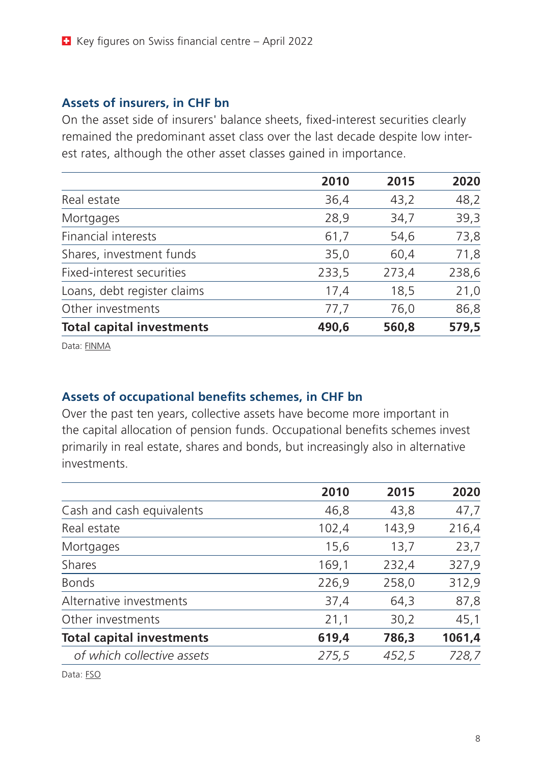## Assets of insurers, in CHF bn

On the asset side of insurers' balance sheets, fixed-interest securities clearly remained the predominant asset class over the last decade despite low interest rates, although the other asset classes gained in importance.

| | 2010 | 2015 | 2020 |
|---|---|---|---|
| Real estate | 36,4 | 43,2 | 48,2 |
| Mortgages | 28,9 | 34,7 | 39,3 |
| Financial interests | 61,7 | 54,6 | 73,8 |
| Shares, investment funds | 35,0 | 60,4 | 71,8 |
| Fixed-interest securities | 233,5 | 273,4 | 238,6 |
| Loans, debt register claims | 17,4 | 18,5 | 21,0 |
| Other investments | 77,7 | 76,0 | 86,8 |
| **Total capital investments** | **490,6** | **560,8** | **579,5** |

Data: FINMA

## Assets of occupational benefits schemes, in CHF bn

Over the past ten years, collective assets have become more important in the capital allocation of pension funds. Occupational benefits schemes invest primarily in real estate, shares and bonds, but increasingly also in alternative investments.

| | 2010 | 2015 | 2020 |
|---|---|---|---|
| Cash and cash equivalents | 46,8 | 43,8 | 47,7 |
| Real estate | 102,4 | 143,9 | 216,4 |
| Mortgages | 15,6 | 13,7 | 23,7 |
| Shares | 169,1 | 232,4 | 327,9 |
| Bonds | 226,9 | 258,0 | 312,9 |
| Alternative investments | 37,4 | 64,3 | 87,8 |
| Other investments | 21,1 | 30,2 | 45,1 |
| **Total capital investments** | **619,4** | **786,3** | **1061,4** |
| *of which collective assets* | *275,5* | *452,5* | *728,7* |

Data: FSO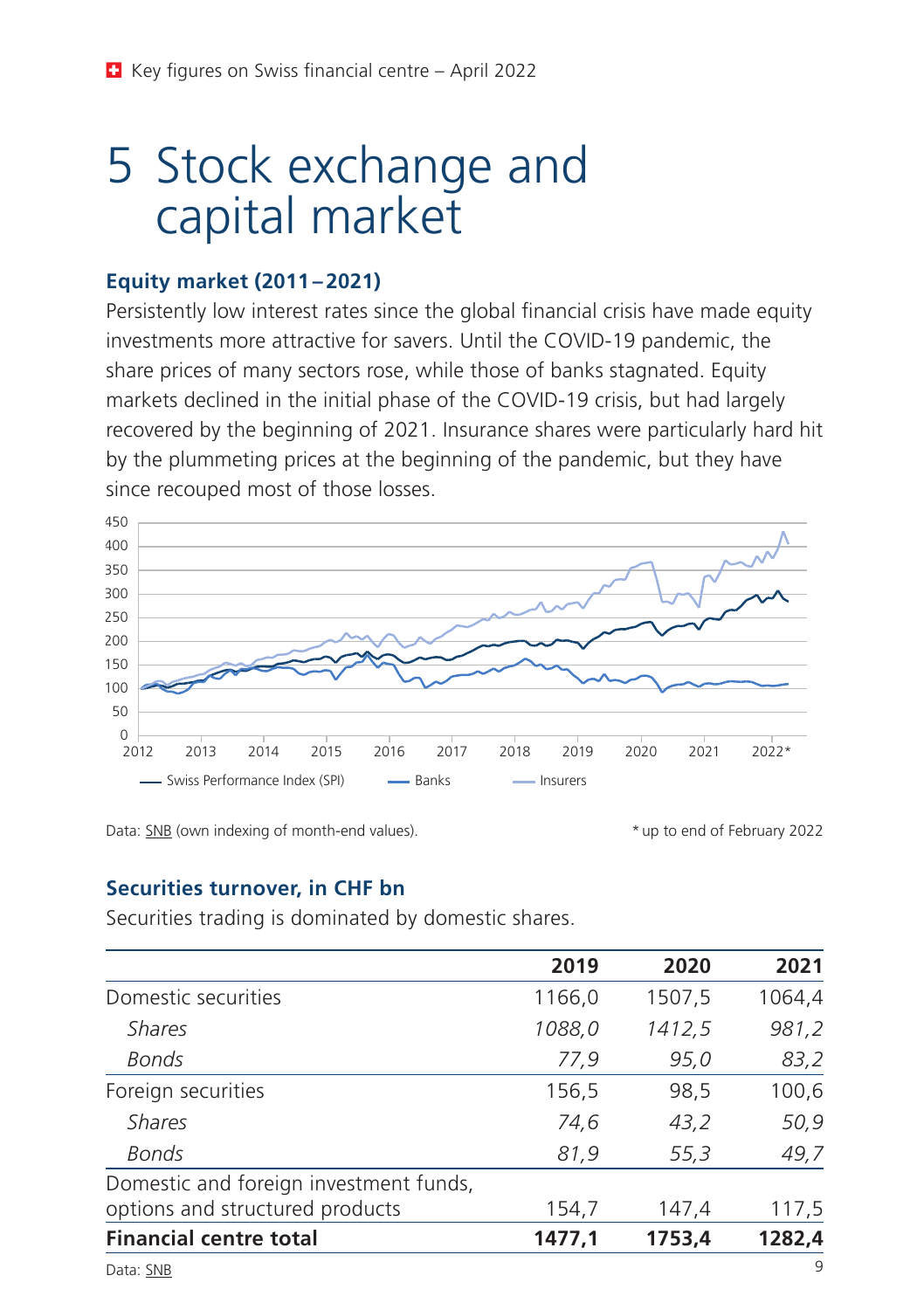# 5 Stock exchange and capital market

### Equity market (2011 – 2021)

Persistently low interest rates since the global financial crisis have made equity investments more attractive for savers. Until the COVID-19 pandemic, the share prices of many sectors rose, while those of banks stagnated. Equity markets declined in the initial phase of the COVID-19 crisis, but had largely recovered by the beginning of 2021. Insurance shares were particularly hard hit by the plummeting prices at the beginning of the pandemic, but they have since recouped most of those losses.

Data: SNB (own indexing of month-end values). * up to end of February 2022

### Securities turnover, in CHF bn

Securities trading is dominated by domestic shares.

| | 2019 | 2020 | 2021 |
|---|---|---|---|
| Domestic securities | 1166,0 | 1507,5 | 1064,4 |
| *Shares* | *1088,0* | *1412,5* | *981,2* |
| *Bonds* | *77,9* | *95,0* | *83,2* |
| Foreign securities | 156,5 | 98,5 | 100,6 |
| *Shares* | *74,6* | *43,2* | *50,9* |
| *Bonds* | *81,9* | *55,3* | *49,7* |
| Domestic and foreign investment funds, options and structured products | 154,7 | 147,4 | 117,5 |
| **Financial centre total** | **1477,1** | **1753,4** | **1282,4** |

Data: SNB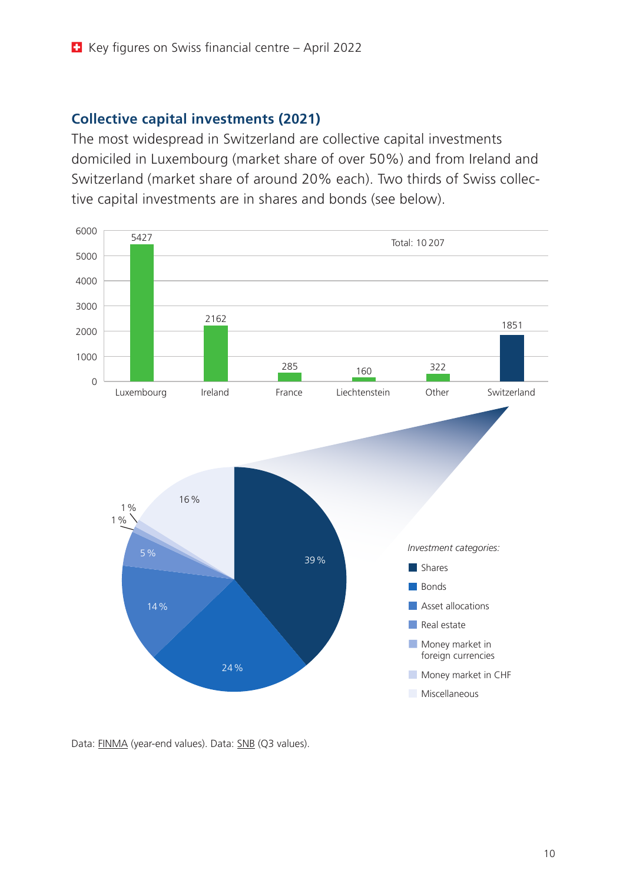## Collective capital investments (2021)

The most widespread in Switzerland are collective capital investments domiciled in Luxembourg (market share of over 50%) and from Ireland and Switzerland (market share of around 20% each). Two thirds of Swiss collective capital investments are in shares and bonds (see below).

| Domicile | Number |
| --- | --- |
| Luxembourg | 5427 |
| Ireland | 2162 |
| France | 285 |
| Liechtenstein | 160 |
| Other | 322 |
| Switzerland | 1851 |
| Total | 10 207 |

*Investment categories:*

| Category | Share |
| --- | --- |
| Shares | 39 % |
| Bonds | 24 % |
| Asset allocations | 14 % |
| Real estate | 5 % |
| Money market in foreign currencies | 1 % |
| Money market in CHF | 1 % |
| Miscellaneous | 16 % |

Data: FINMA (year-end values). Data: SNB (Q3 values).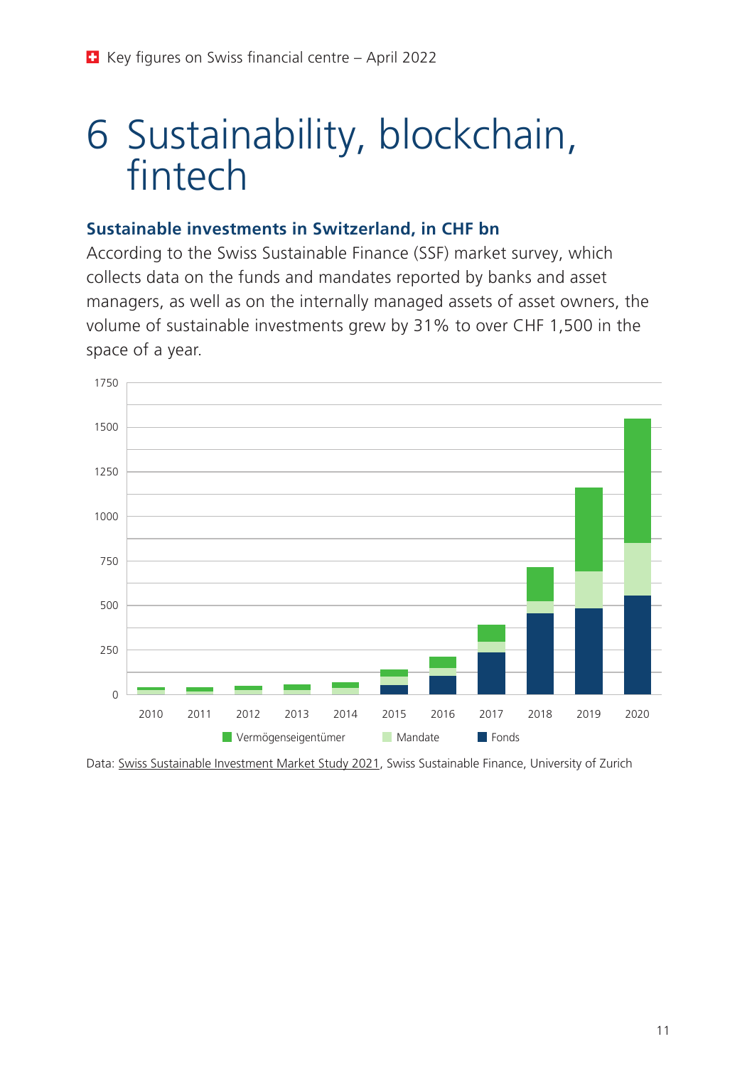# 6 Sustainability, blockchain, fintech

### Sustainable investments in Switzerland, in CHF bn

According to the Swiss Sustainable Finance (SSF) market survey, which collects data on the funds and mandates reported by banks and asset managers, as well as on the internally managed assets of asset owners, the volume of sustainable investments grew by 31% to over CHF 1,500 in the space of a year.

Data: Swiss Sustainable Investment Market Study 2021, Swiss Sustainable Finance, University of Zurich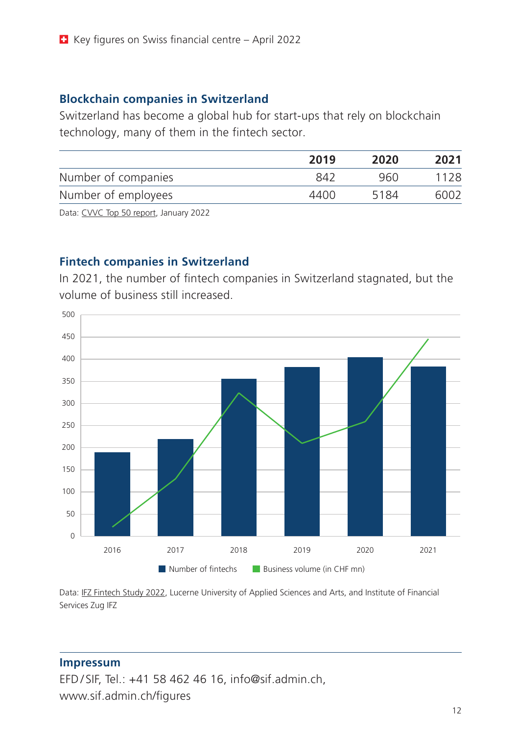## Blockchain companies in Switzerland

Switzerland has become a global hub for start-ups that rely on blockchain technology, many of them in the fintech sector.

| | 2019 | 2020 | 2021 |
|---|---|---|---|
| Number of companies | 842 | 960 | 1128 |
| Number of employees | 4400 | 5184 | 6002 |

Data: CVVC Top 50 report, January 2022

## Fintech companies in Switzerland

In 2021, the number of fintech companies in Switzerland stagnated, but the volume of business still increased.

500
450
400
350
300
250
200
150
100
50
0

2016 2017 2018 2019 2020 2021

Number of fintechs
Business volume (in CHF mn)

Data: IFZ Fintech Study 2022, Lucerne University of Applied Sciences and Arts, and Institute of Financial Services Zug IFZ

## Impressum

EFD / SIF, Tel.: +41 58 462 46 16, info@sif.admin.ch,
www.sif.admin.ch/figures